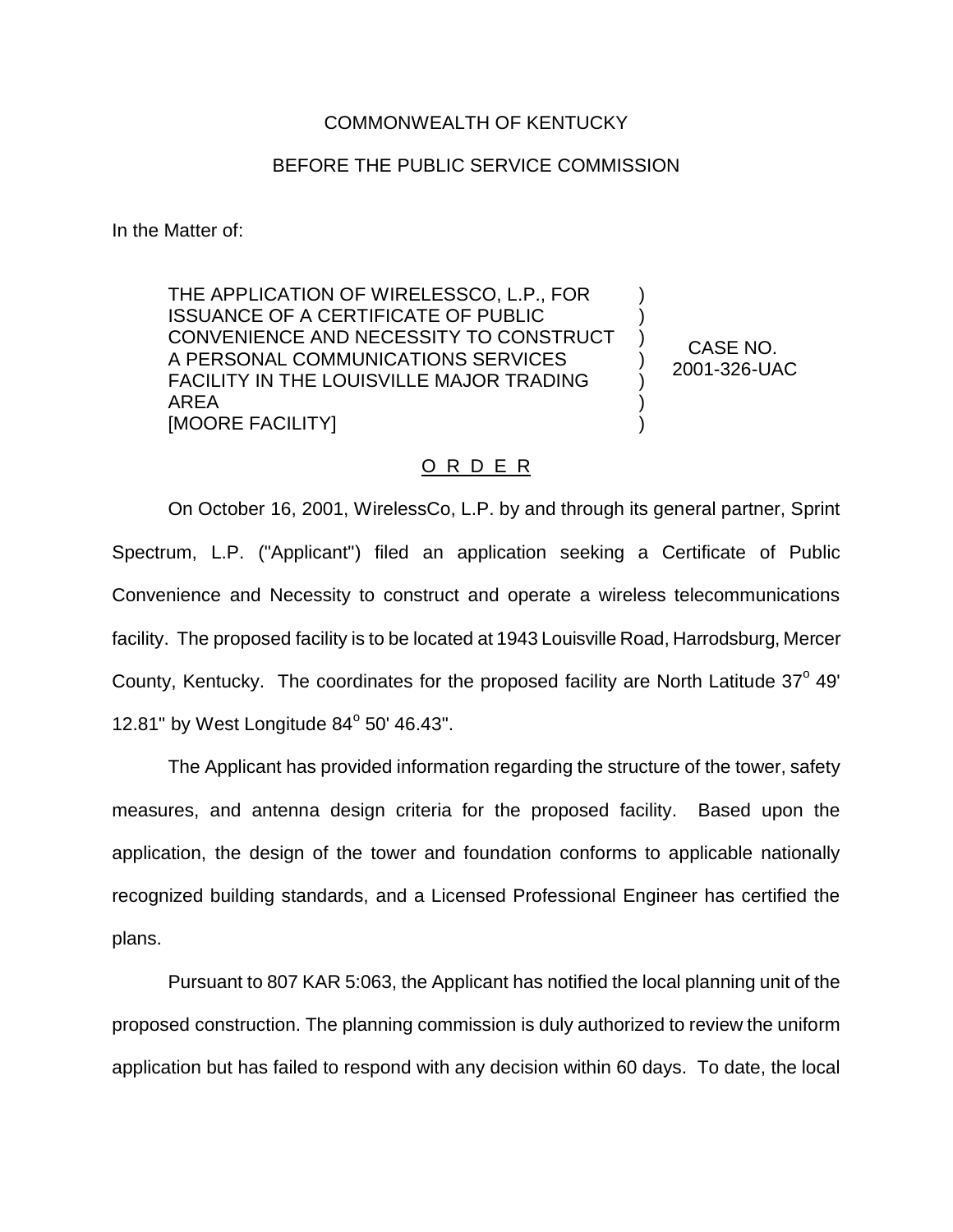COMMONWEALTH OF KENTUCKY

BEFORE THE PUBLIC SERVICE COMMISSION

In the Matter of:

| | | |
|---|---|---|
| THE APPLICATION OF WIRELESSCO, L.P., FOR ISSUANCE OF A CERTIFICATE OF PUBLIC CONVENIENCE AND NECESSITY TO CONSTRUCT A PERSONAL COMMUNICATIONS SERVICES FACILITY IN THE LOUISVILLE MAJOR TRADING AREA [MOORE FACILITY] | ) | CASE NO. 2001-326-UAC |

O R D E R

On October 16, 2001, WirelessCo, L.P. by and through its general partner, Sprint Spectrum, L.P. ("Applicant") filed an application seeking a Certificate of Public Convenience and Necessity to construct and operate a wireless telecommunications facility. The proposed facility is to be located at 1943 Louisville Road, Harrodsburg, Mercer County, Kentucky. The coordinates for the proposed facility are North Latitude 37° 49' 12.81" by West Longitude 84° 50' 46.43".

The Applicant has provided information regarding the structure of the tower, safety measures, and antenna design criteria for the proposed facility. Based upon the application, the design of the tower and foundation conforms to applicable nationally recognized building standards, and a Licensed Professional Engineer has certified the plans.

Pursuant to 807 KAR 5:063, the Applicant has notified the local planning unit of the proposed construction. The planning commission is duly authorized to review the uniform application but has failed to respond with any decision within 60 days. To date, the local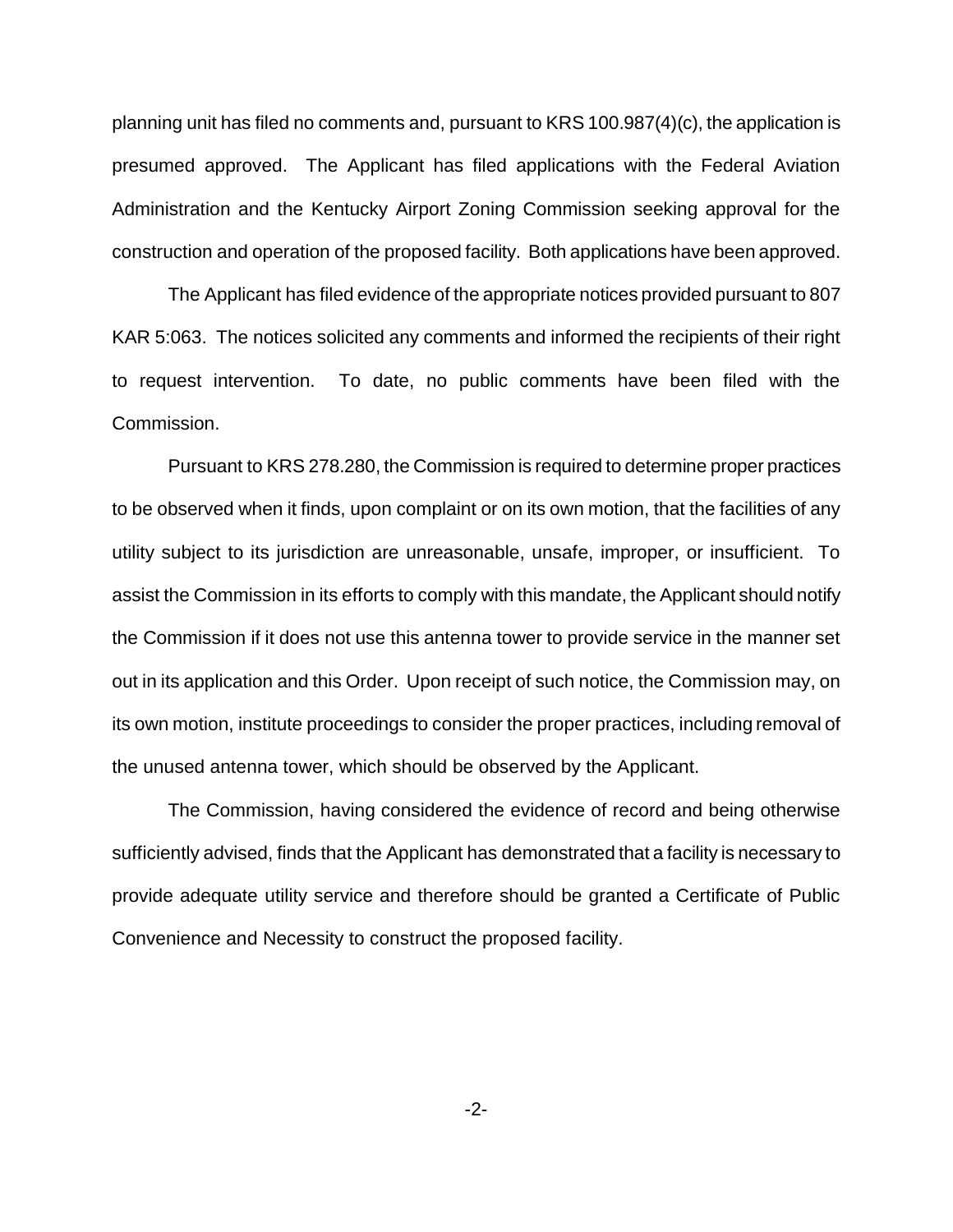planning unit has filed no comments and, pursuant to KRS 100.987(4)(c), the application is presumed approved. The Applicant has filed applications with the Federal Aviation Administration and the Kentucky Airport Zoning Commission seeking approval for the construction and operation of the proposed facility. Both applications have been approved.

The Applicant has filed evidence of the appropriate notices provided pursuant to 807 KAR 5:063. The notices solicited any comments and informed the recipients of their right to request intervention. To date, no public comments have been filed with the Commission.

Pursuant to KRS 278.280, the Commission is required to determine proper practices to be observed when it finds, upon complaint or on its own motion, that the facilities of any utility subject to its jurisdiction are unreasonable, unsafe, improper, or insufficient. To assist the Commission in its efforts to comply with this mandate, the Applicant should notify the Commission if it does not use this antenna tower to provide service in the manner set out in its application and this Order. Upon receipt of such notice, the Commission may, on its own motion, institute proceedings to consider the proper practices, including removal of the unused antenna tower, which should be observed by the Applicant.

The Commission, having considered the evidence of record and being otherwise sufficiently advised, finds that the Applicant has demonstrated that a facility is necessary to provide adequate utility service and therefore should be granted a Certificate of Public Convenience and Necessity to construct the proposed facility.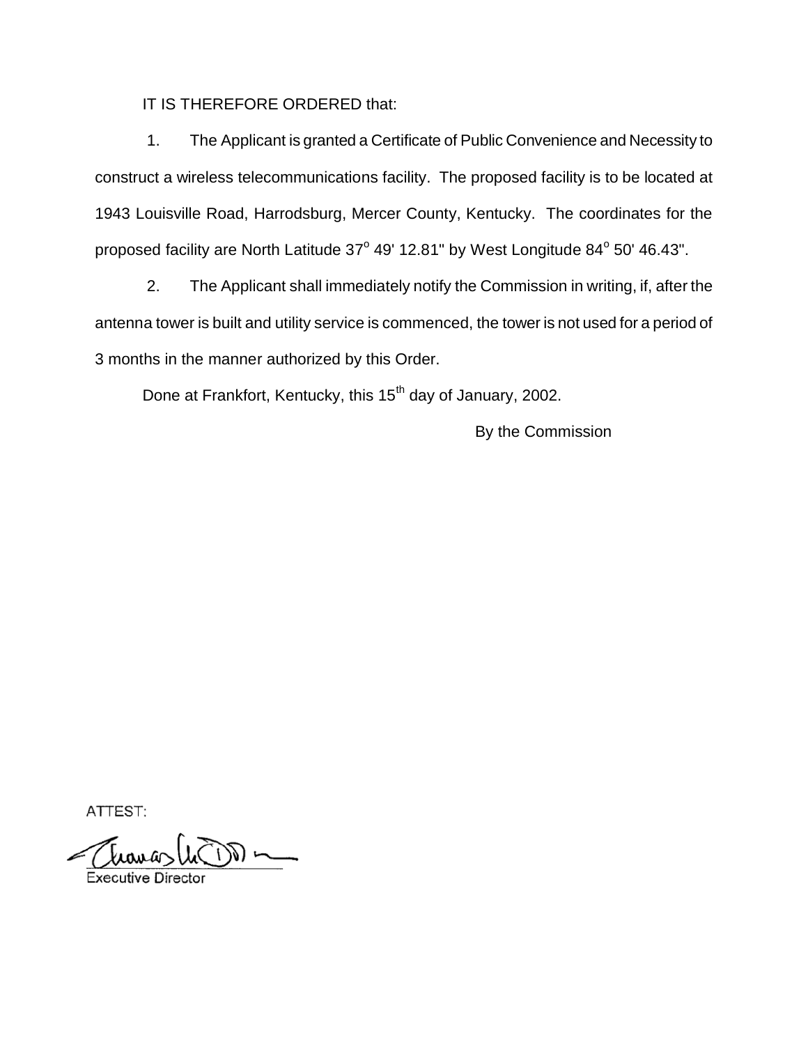IT IS THEREFORE ORDERED that:

1. The Applicant is granted a Certificate of Public Convenience and Necessity to construct a wireless telecommunications facility. The proposed facility is to be located at 1943 Louisville Road, Harrodsburg, Mercer County, Kentucky. The coordinates for the proposed facility are North Latitude 37$^{o}$ 49' 12.81" by West Longitude 84$^{o}$ 50' 46.43".

2. The Applicant shall immediately notify the Commission in writing, if, after the antenna tower is built and utility service is commenced, the tower is not used for a period of 3 months in the manner authorized by this Order.

Done at Frankfort, Kentucky, this 15$^{th}$ day of January, 2002.

By the Commission

ATTEST:

Executive Director